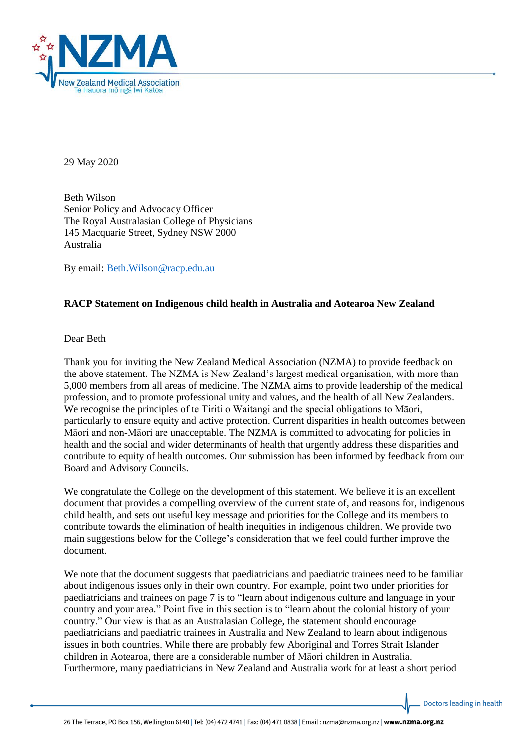29 May 2020

Beth Wilson
Senior Policy and Advocacy Officer
The Royal Australasian College of Physicians
145 Macquarie Street, Sydney NSW 2000
Australia

By email: Beth.Wilson@racp.edu.au

**RACP Statement on Indigenous child health in Australia and Aotearoa New Zealand**

Dear Beth

Thank you for inviting the New Zealand Medical Association (NZMA) to provide feedback on the above statement. The NZMA is New Zealand's largest medical organisation, with more than 5,000 members from all areas of medicine. The NZMA aims to provide leadership of the medical profession, and to promote professional unity and values, and the health of all New Zealanders. We recognise the principles of te Tiriti o Waitangi and the special obligations to Māori, particularly to ensure equity and active protection. Current disparities in health outcomes between Māori and non-Māori are unacceptable. The NZMA is committed to advocating for policies in health and the social and wider determinants of health that urgently address these disparities and contribute to equity of health outcomes. Our submission has been informed by feedback from our Board and Advisory Councils.

We congratulate the College on the development of this statement. We believe it is an excellent document that provides a compelling overview of the current state of, and reasons for, indigenous child health, and sets out useful key message and priorities for the College and its members to contribute towards the elimination of health inequities in indigenous children. We provide two main suggestions below for the College's consideration that we feel could further improve the document.

We note that the document suggests that paediatricians and paediatric trainees need to be familiar about indigenous issues only in their own country. For example, point two under priorities for paediatricians and trainees on page 7 is to "learn about indigenous culture and language in your country and your area." Point five in this section is to "learn about the colonial history of your country." Our view is that as an Australasian College, the statement should encourage paediatricians and paediatric trainees in Australia and New Zealand to learn about indigenous issues in both countries. While there are probably few Aboriginal and Torres Strait Islander children in Aotearoa, there are a considerable number of Māori children in Australia. Furthermore, many paediatricians in New Zealand and Australia work for at least a short period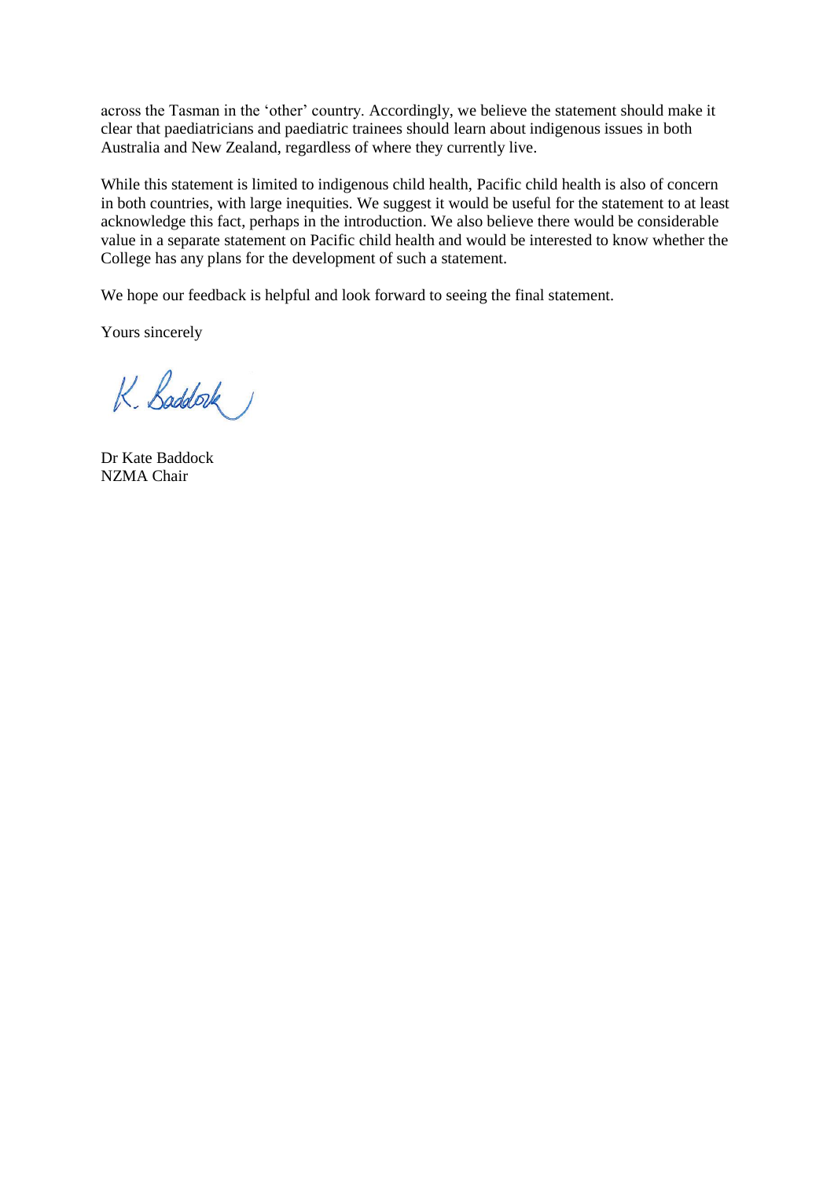across the Tasman in the 'other' country. Accordingly, we believe the statement should make it clear that paediatricians and paediatric trainees should learn about indigenous issues in both Australia and New Zealand, regardless of where they currently live.

While this statement is limited to indigenous child health, Pacific child health is also of concern in both countries, with large inequities. We suggest it would be useful for the statement to at least acknowledge this fact, perhaps in the introduction. We also believe there would be considerable value in a separate statement on Pacific child health and would be interested to know whether the College has any plans for the development of such a statement.

We hope our feedback is helpful and look forward to seeing the final statement.

Yours sincerely

K. Baddock

Dr Kate Baddock
NZMA Chair